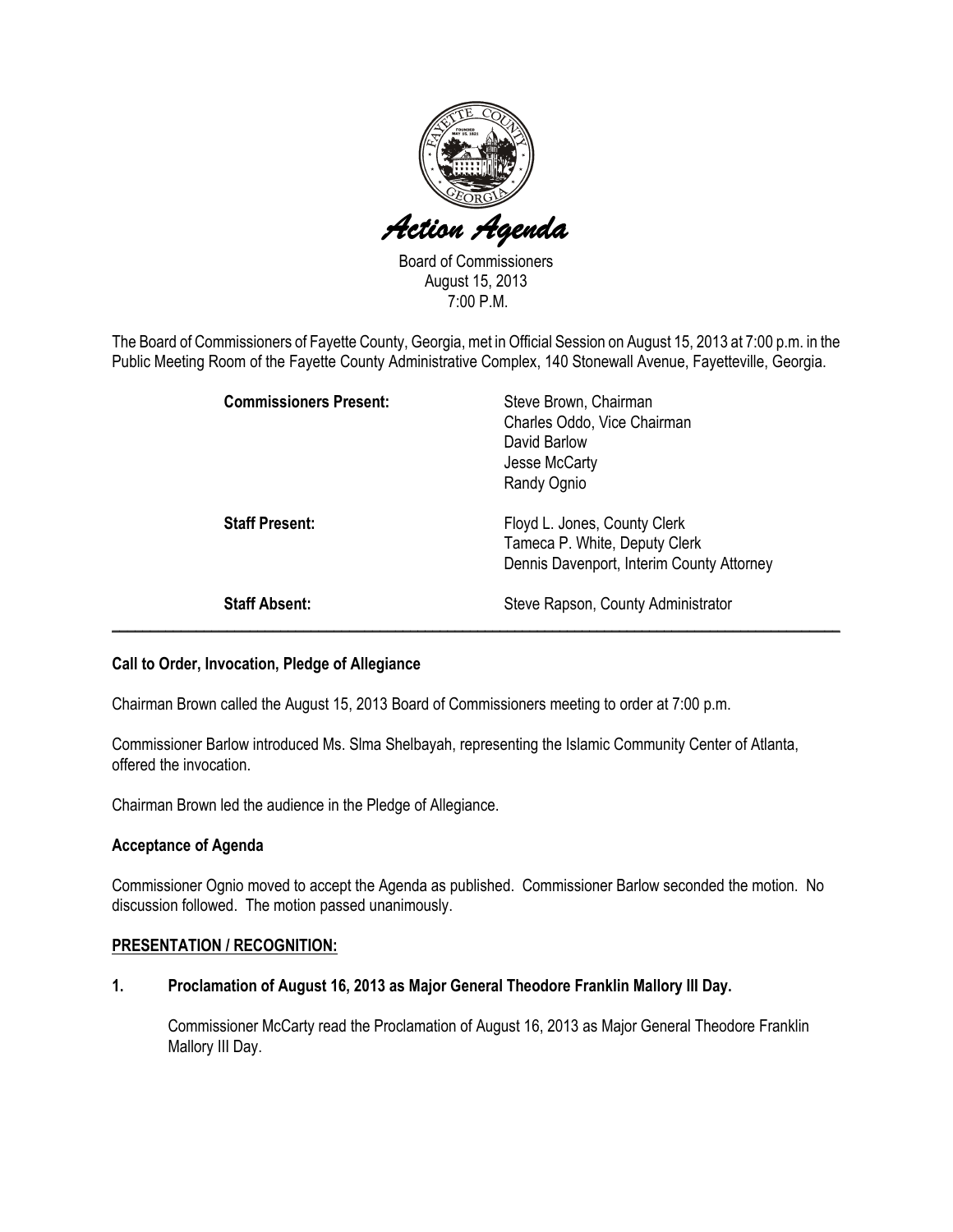# *Action Agenda*

Board of Commissioners
August 15, 2013
7:00 P.M.

The Board of Commissioners of Fayette County, Georgia, met in Official Session on August 15, 2013 at 7:00 p.m. in the Public Meeting Room of the Fayette County Administrative Complex, 140 Stonewall Avenue, Fayetteville, Georgia.

| | |
|---|---|
| **Commissioners Present:** | Steve Brown, Chairman<br>Charles Oddo, Vice Chairman<br>David Barlow<br>Jesse McCarty<br>Randy Ognio |
| **Staff Present:** | Floyd L. Jones, County Clerk<br>Tameca P. White, Deputy Clerk<br>Dennis Davenport, Interim County Attorney |
| **Staff Absent:** | Steve Rapson, County Administrator |

---

**Call to Order, Invocation, Pledge of Allegiance**

Chairman Brown called the August 15, 2013 Board of Commissioners meeting to order at 7:00 p.m.

Commissioner Barlow introduced Ms. Slma Shelbayah, representing the Islamic Community Center of Atlanta, offered the invocation.

Chairman Brown led the audience in the Pledge of Allegiance.

**Acceptance of Agenda**

Commissioner Ognio moved to accept the Agenda as published. Commissioner Barlow seconded the motion. No discussion followed. The motion passed unanimously.

**PRESENTATION / RECOGNITION:**

**1. Proclamation of August 16, 2013 as Major General Theodore Franklin Mallory III Day.**

Commissioner McCarty read the Proclamation of August 16, 2013 as Major General Theodore Franklin Mallory III Day.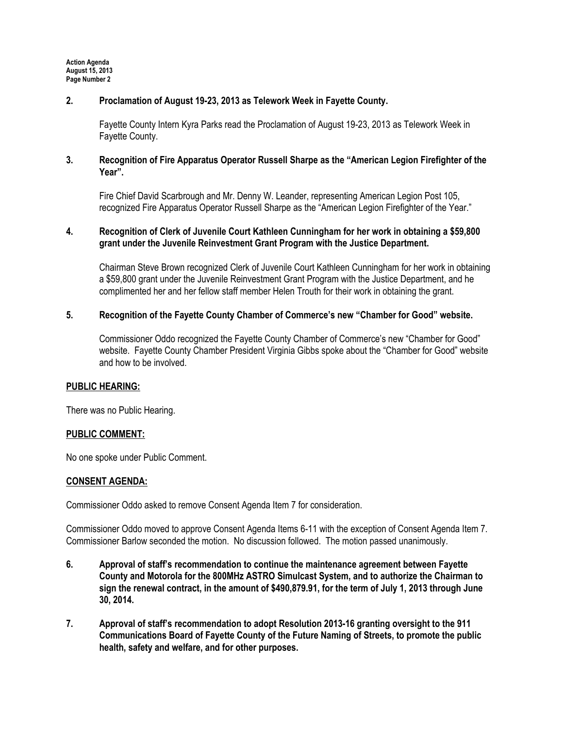**2. Proclamation of August 19-23, 2013 as Telework Week in Fayette County.**

Fayette County Intern Kyra Parks read the Proclamation of August 19-23, 2013 as Telework Week in Fayette County.

**3. Recognition of Fire Apparatus Operator Russell Sharpe as the "American Legion Firefighter of the Year".**

Fire Chief David Scarbrough and Mr. Denny W. Leander, representing American Legion Post 105, recognized Fire Apparatus Operator Russell Sharpe as the "American Legion Firefighter of the Year."

**4. Recognition of Clerk of Juvenile Court Kathleen Cunningham for her work in obtaining a $59,800 grant under the Juvenile Reinvestment Grant Program with the Justice Department.**

Chairman Steve Brown recognized Clerk of Juvenile Court Kathleen Cunningham for her work in obtaining a $59,800 grant under the Juvenile Reinvestment Grant Program with the Justice Department, and he complimented her and her fellow staff member Helen Trouth for their work in obtaining the grant.

**5. Recognition of the Fayette County Chamber of Commerce's new "Chamber for Good" website.**

Commissioner Oddo recognized the Fayette County Chamber of Commerce's new "Chamber for Good" website. Fayette County Chamber President Virginia Gibbs spoke about the "Chamber for Good" website and how to be involved.

## PUBLIC HEARING:

There was no Public Hearing.

## PUBLIC COMMENT:

No one spoke under Public Comment.

## CONSENT AGENDA:

Commissioner Oddo asked to remove Consent Agenda Item 7 for consideration.

Commissioner Oddo moved to approve Consent Agenda Items 6-11 with the exception of Consent Agenda Item 7. Commissioner Barlow seconded the motion. No discussion followed. The motion passed unanimously.

**6. Approval of staff's recommendation to continue the maintenance agreement between Fayette County and Motorola for the 800MHz ASTRO Simulcast System, and to authorize the Chairman to sign the renewal contract, in the amount of $490,879.91, for the term of July 1, 2013 through June 30, 2014.**

**7. Approval of staff's recommendation to adopt Resolution 2013-16 granting oversight to the 911 Communications Board of Fayette County of the Future Naming of Streets, to promote the public health, safety and welfare, and for other purposes.**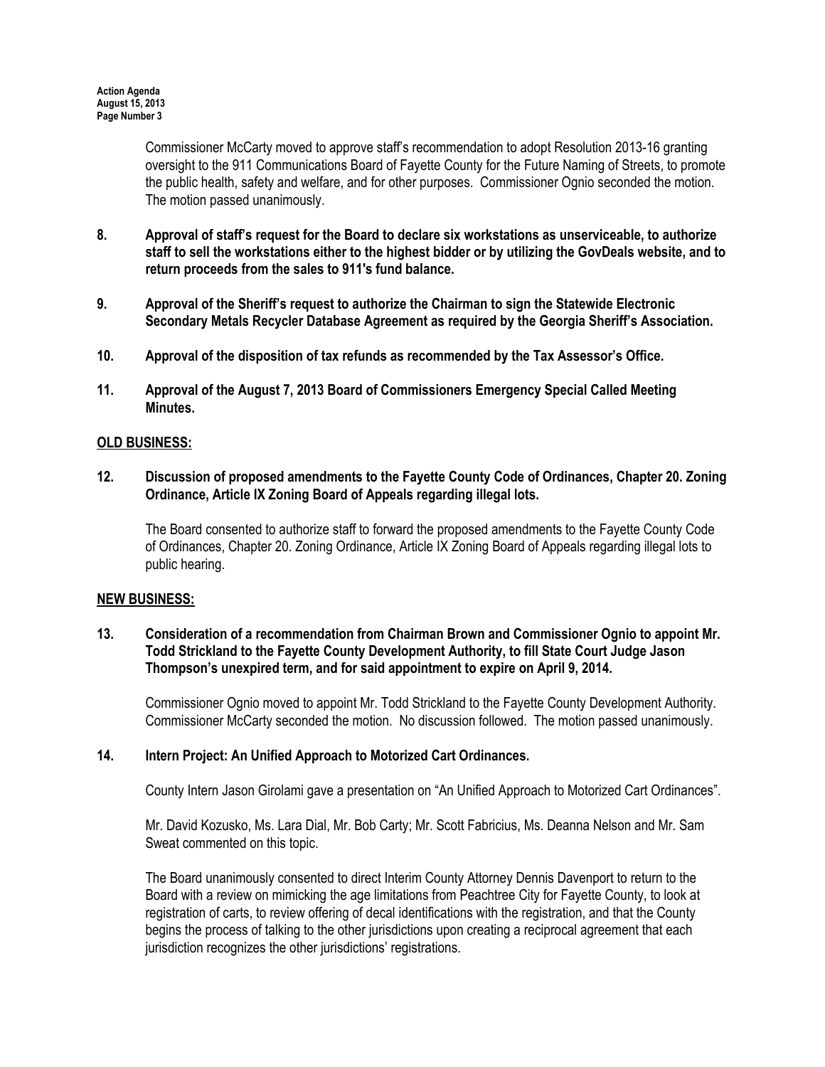Commissioner McCarty moved to approve staff's recommendation to adopt Resolution 2013-16 granting oversight to the 911 Communications Board of Fayette County for the Future Naming of Streets, to promote the public health, safety and welfare, and for other purposes. Commissioner Ognio seconded the motion. The motion passed unanimously.

**8. Approval of staff's request for the Board to declare six workstations as unserviceable, to authorize staff to sell the workstations either to the highest bidder or by utilizing the GovDeals website, and to return proceeds from the sales to 911's fund balance.**

**9. Approval of the Sheriff's request to authorize the Chairman to sign the Statewide Electronic Secondary Metals Recycler Database Agreement as required by the Georgia Sheriff's Association.**

**10. Approval of the disposition of tax refunds as recommended by the Tax Assessor's Office.**

**11. Approval of the August 7, 2013 Board of Commissioners Emergency Special Called Meeting Minutes.**

## OLD BUSINESS:

**12. Discussion of proposed amendments to the Fayette County Code of Ordinances, Chapter 20. Zoning Ordinance, Article IX Zoning Board of Appeals regarding illegal lots.**

The Board consented to authorize staff to forward the proposed amendments to the Fayette County Code of Ordinances, Chapter 20. Zoning Ordinance, Article IX Zoning Board of Appeals regarding illegal lots to public hearing.

## NEW BUSINESS:

**13. Consideration of a recommendation from Chairman Brown and Commissioner Ognio to appoint Mr. Todd Strickland to the Fayette County Development Authority, to fill State Court Judge Jason Thompson's unexpired term, and for said appointment to expire on April 9, 2014.**

Commissioner Ognio moved to appoint Mr. Todd Strickland to the Fayette County Development Authority. Commissioner McCarty seconded the motion. No discussion followed. The motion passed unanimously.

**14. Intern Project: An Unified Approach to Motorized Cart Ordinances.**

County Intern Jason Girolami gave a presentation on "An Unified Approach to Motorized Cart Ordinances".

Mr. David Kozusko, Ms. Lara Dial, Mr. Bob Carty; Mr. Scott Fabricius, Ms. Deanna Nelson and Mr. Sam Sweat commented on this topic.

The Board unanimously consented to direct Interim County Attorney Dennis Davenport to return to the Board with a review on mimicking the age limitations from Peachtree City for Fayette County, to look at registration of carts, to review offering of decal identifications with the registration, and that the County begins the process of talking to the other jurisdictions upon creating a reciprocal agreement that each jurisdiction recognizes the other jurisdictions' registrations.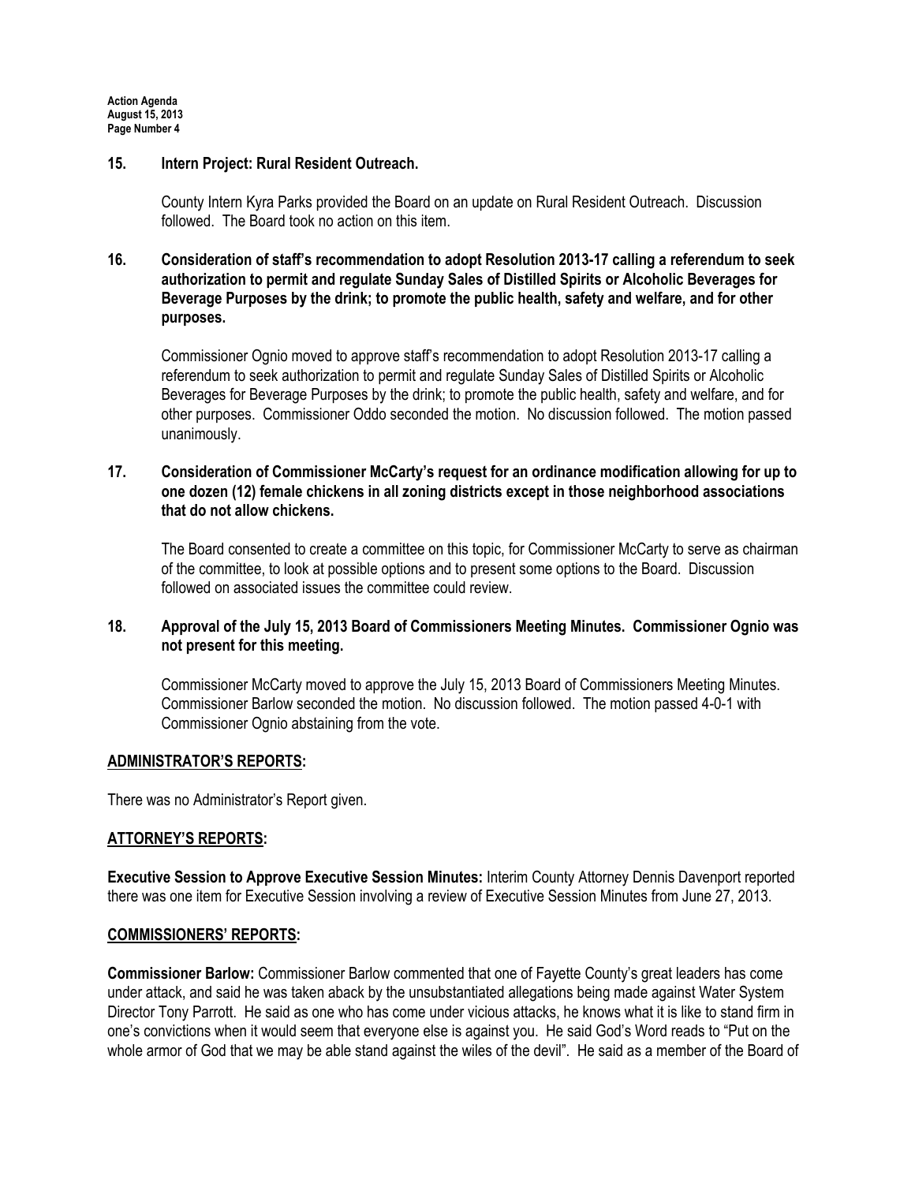**15. Intern Project: Rural Resident Outreach.**

County Intern Kyra Parks provided the Board on an update on Rural Resident Outreach. Discussion followed. The Board took no action on this item.

**16. Consideration of staff's recommendation to adopt Resolution 2013-17 calling a referendum to seek authorization to permit and regulate Sunday Sales of Distilled Spirits or Alcoholic Beverages for Beverage Purposes by the drink; to promote the public health, safety and welfare, and for other purposes.**

Commissioner Ognio moved to approve staff's recommendation to adopt Resolution 2013-17 calling a referendum to seek authorization to permit and regulate Sunday Sales of Distilled Spirits or Alcoholic Beverages for Beverage Purposes by the drink; to promote the public health, safety and welfare, and for other purposes. Commissioner Oddo seconded the motion. No discussion followed. The motion passed unanimously.

**17. Consideration of Commissioner McCarty's request for an ordinance modification allowing for up to one dozen (12) female chickens in all zoning districts except in those neighborhood associations that do not allow chickens.**

The Board consented to create a committee on this topic, for Commissioner McCarty to serve as chairman of the committee, to look at possible options and to present some options to the Board. Discussion followed on associated issues the committee could review.

**18. Approval of the July 15, 2013 Board of Commissioners Meeting Minutes. Commissioner Ognio was not present for this meeting.**

Commissioner McCarty moved to approve the July 15, 2013 Board of Commissioners Meeting Minutes. Commissioner Barlow seconded the motion. No discussion followed. The motion passed 4-0-1 with Commissioner Ognio abstaining from the vote.

## ADMINISTRATOR'S REPORTS:

There was no Administrator's Report given.

## ATTORNEY'S REPORTS:

**Executive Session to Approve Executive Session Minutes:** Interim County Attorney Dennis Davenport reported there was one item for Executive Session involving a review of Executive Session Minutes from June 27, 2013.

## COMMISSIONERS' REPORTS:

**Commissioner Barlow:** Commissioner Barlow commented that one of Fayette County's great leaders has come under attack, and said he was taken aback by the unsubstantiated allegations being made against Water System Director Tony Parrott. He said as one who has come under vicious attacks, he knows what it is like to stand firm in one's convictions when it would seem that everyone else is against you. He said God's Word reads to "Put on the whole armor of God that we may be able stand against the wiles of the devil". He said as a member of the Board of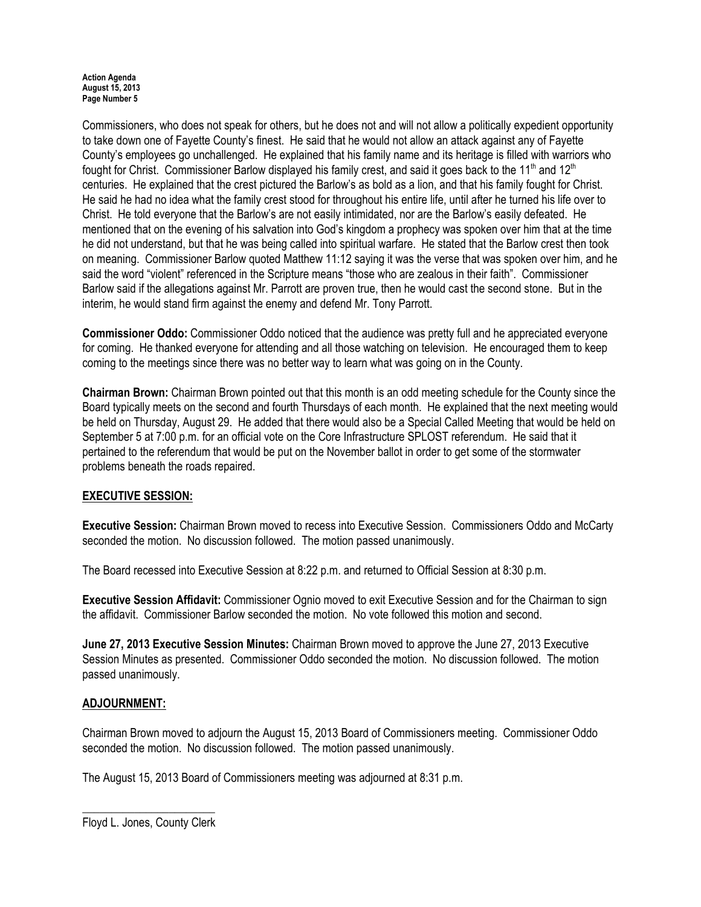Commissioners, who does not speak for others, but he does not and will not allow a politically expedient opportunity to take down one of Fayette County's finest. He said that he would not allow an attack against any of Fayette County's employees go unchallenged. He explained that his family name and its heritage is filled with warriors who fought for Christ. Commissioner Barlow displayed his family crest, and said it goes back to the 11th and 12th centuries. He explained that the crest pictured the Barlow's as bold as a lion, and that his family fought for Christ. He said he had no idea what the family crest stood for throughout his entire life, until after he turned his life over to Christ. He told everyone that the Barlow's are not easily intimidated, nor are the Barlow's easily defeated. He mentioned that on the evening of his salvation into God's kingdom a prophecy was spoken over him that at the time he did not understand, but that he was being called into spiritual warfare. He stated that the Barlow crest then took on meaning. Commissioner Barlow quoted Matthew 11:12 saying it was the verse that was spoken over him, and he said the word "violent" referenced in the Scripture means "those who are zealous in their faith". Commissioner Barlow said if the allegations against Mr. Parrott are proven true, then he would cast the second stone. But in the interim, he would stand firm against the enemy and defend Mr. Tony Parrott.

**Commissioner Oddo:** Commissioner Oddo noticed that the audience was pretty full and he appreciated everyone for coming. He thanked everyone for attending and all those watching on television. He encouraged them to keep coming to the meetings since there was no better way to learn what was going on in the County.

**Chairman Brown:** Chairman Brown pointed out that this month is an odd meeting schedule for the County since the Board typically meets on the second and fourth Thursdays of each month. He explained that the next meeting would be held on Thursday, August 29. He added that there would also be a Special Called Meeting that would be held on September 5 at 7:00 p.m. for an official vote on the Core Infrastructure SPLOST referendum. He said that it pertained to the referendum that would be put on the November ballot in order to get some of the stormwater problems beneath the roads repaired.

## EXECUTIVE SESSION:

**Executive Session:** Chairman Brown moved to recess into Executive Session. Commissioners Oddo and McCarty seconded the motion. No discussion followed. The motion passed unanimously.

The Board recessed into Executive Session at 8:22 p.m. and returned to Official Session at 8:30 p.m.

**Executive Session Affidavit:** Commissioner Ognio moved to exit Executive Session and for the Chairman to sign the affidavit. Commissioner Barlow seconded the motion. No vote followed this motion and second.

**June 27, 2013 Executive Session Minutes:** Chairman Brown moved to approve the June 27, 2013 Executive Session Minutes as presented. Commissioner Oddo seconded the motion. No discussion followed. The motion passed unanimously.

## ADJOURNMENT:

Chairman Brown moved to adjourn the August 15, 2013 Board of Commissioners meeting. Commissioner Oddo seconded the motion. No discussion followed. The motion passed unanimously.

The August 15, 2013 Board of Commissioners meeting was adjourned at 8:31 p.m.

___________________________

Floyd L. Jones, County Clerk